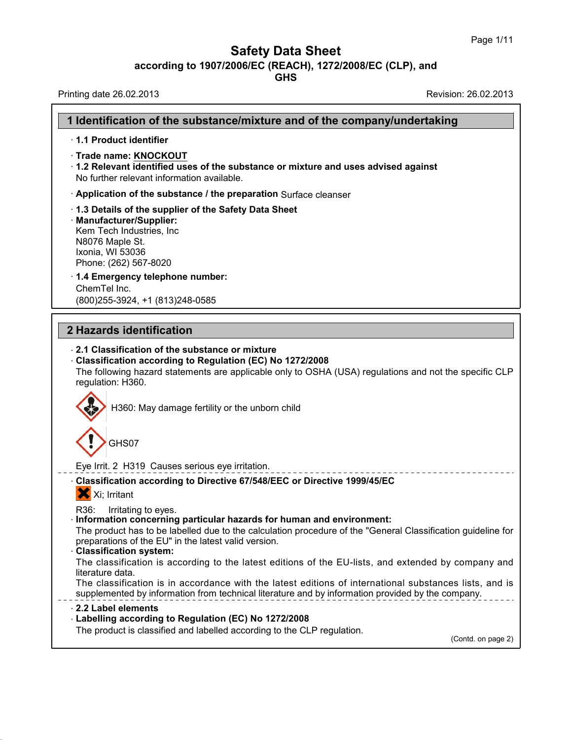# Safety Data Sheet

**according to 1907/2006/EC (REACH), 1272/2008/EC (CLP), and GHS**

Printing date 26.02.2013

Revision: 26.02.2013

## 1 Identification of the substance/mixture and of the company/undertaking

· **1.1 Product identifier**

· **Trade name: KNOCKOUT**

· **1.2 Relevant identified uses of the substance or mixture and uses advised against**
No further relevant information available.

· **Application of the substance / the preparation** Surface cleanser

· **1.3 Details of the supplier of the Safety Data Sheet**

· **Manufacturer/Supplier:**
Kem Tech Industries, Inc
N8076 Maple St.
Ixonia, WI 53036
Phone: (262) 567-8020

· **1.4 Emergency telephone number:**
ChemTel Inc.
(800)255-3924, +1 (813)248-0585

## 2 Hazards identification

· **2.1 Classification of the substance or mixture**

· **Classification according to Regulation (EC) No 1272/2008**
The following hazard statements are applicable only to OSHA (USA) regulations and not the specific CLP regulation: H360.

H360: May damage fertility or the unborn child

GHS07

Eye Irrit. 2 H319 Causes serious eye irritation.

· **Classification according to Directive 67/548/EEC or Directive 1999/45/EC**

Xi; Irritant

R36: Irritating to eyes.

· **Information concerning particular hazards for human and environment:**
The product has to be labelled due to the calculation procedure of the "General Classification guideline for preparations of the EU" in the latest valid version.

· **Classification system:**
The classification is according to the latest editions of the EU-lists, and extended by company and literature data.
The classification is in accordance with the latest editions of international substances lists, and is supplemented by information from technical literature and by information provided by the company.

· **2.2 Label elements**

· **Labelling according to Regulation (EC) No 1272/2008**
The product is classified and labelled according to the CLP regulation.

(Contd. on page 2)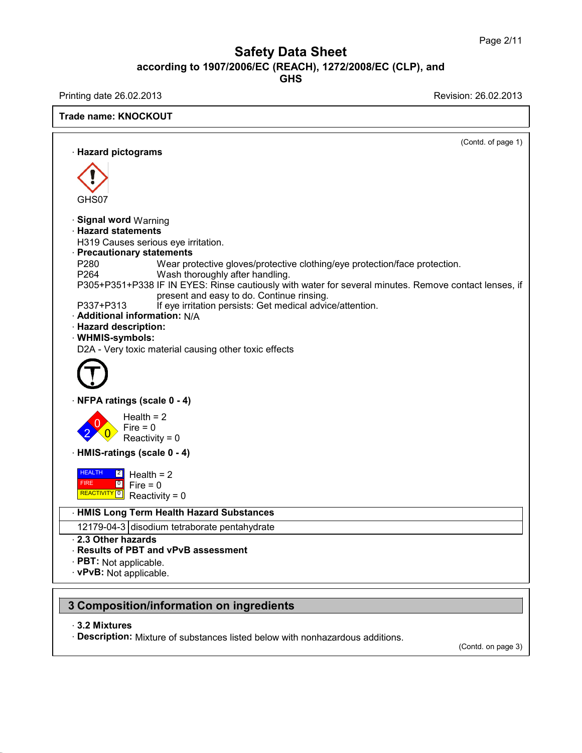**Trade name: KNOCKOUT**

(Contd. of page 1)

· **Hazard pictograms**

GHS07

· **Signal word** Warning
· **Hazard statements**
H319 Causes serious eye irritation.
· **Precautionary statements**

P280 Wear protective gloves/protective clothing/eye protection/face protection.
P264 Wash thoroughly after handling.
P305+P351+P338 IF IN EYES: Rinse cautiously with water for several minutes. Remove contact lenses, if present and easy to do. Continue rinsing.
P337+P313 If eye irritation persists: Get medical advice/attention.

· **Additional information:** N/A
· **Hazard description:**
· **WHMIS-symbols:**
D2A - Very toxic material causing other toxic effects

· **NFPA ratings (scale 0 - 4)**

Health = 2
Fire = 0
Reactivity = 0

· **HMIS-ratings (scale 0 - 4)**

HEALTH 2 Health = 2
FIRE 0 Fire = 0
REACTIVITY 0 Reactivity = 0

| · **HMIS Long Term Health Hazard Substances** | |
|---|---|
| 12179-04-3 | disodium tetraborate pentahydrate |

· **2.3 Other hazards**
· **Results of PBT and vPvB assessment**
· **PBT:** Not applicable.
· **vPvB:** Not applicable.

## 3 Composition/information on ingredients

· **3.2 Mixtures**
· **Description:** Mixture of substances listed below with nonhazardous additions.

(Contd. on page 3)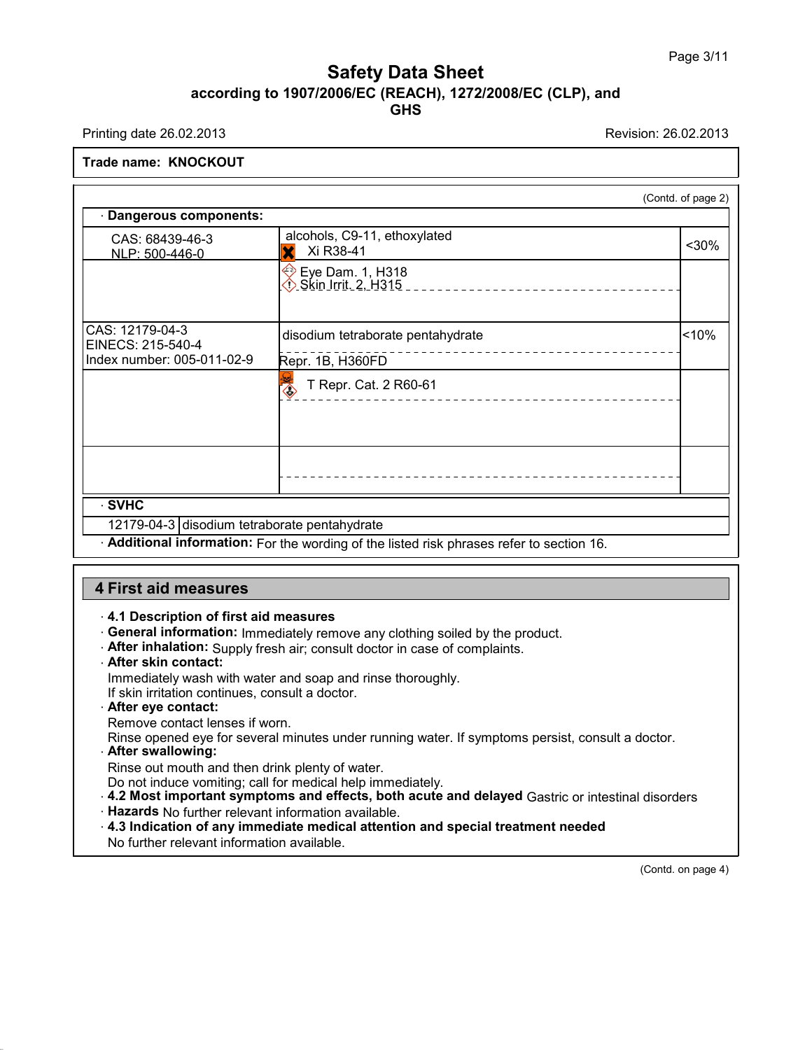# Safety Data Sheet
## according to 1907/2006/EC (REACH), 1272/2008/EC (CLP), and GHS

Printing date 26.02.2013 Revision: 26.02.2013

**Trade name: KNOCKOUT**

(Contd. of page 2)

· **Dangerous components:**

| | | |
|---|---|---|
| CAS: 68439-46-3<br>NLP: 500-446-0 | alcohols, C9-11, ethoxylated<br>Xi R38-41 | <30% |
| | Eye Dam. 1, H318<br>Skin Irrit. 2, H315 | |
| CAS: 12179-04-3<br>EINECS: 215-540-4<br>Index number: 005-011-02-9 | disodium tetraborate pentahydrate<br>Repr. 1B, H360FD | <10% |
| | T Repr. Cat. 2 R60-61 | |
| | | |

· **SVHC**

| | |
|---|---|
| 12179-04-3 | disodium tetraborate pentahydrate |

· **Additional information:** For the wording of the listed risk phrases refer to section 16.

## 4 First aid measures

· **4.1 Description of first aid measures**
· **General information:** Immediately remove any clothing soiled by the product.
· **After inhalation:** Supply fresh air; consult doctor in case of complaints.
· **After skin contact:**
Immediately wash with water and soap and rinse thoroughly.
If skin irritation continues, consult a doctor.
· **After eye contact:**
Remove contact lenses if worn.
Rinse opened eye for several minutes under running water. If symptoms persist, consult a doctor.
· **After swallowing:**
Rinse out mouth and then drink plenty of water.
Do not induce vomiting; call for medical help immediately.
· **4.2 Most important symptoms and effects, both acute and delayed** Gastric or intestinal disorders
· **Hazards** No further relevant information available.
· **4.3 Indication of any immediate medical attention and special treatment needed**
No further relevant information available.

(Contd. on page 4)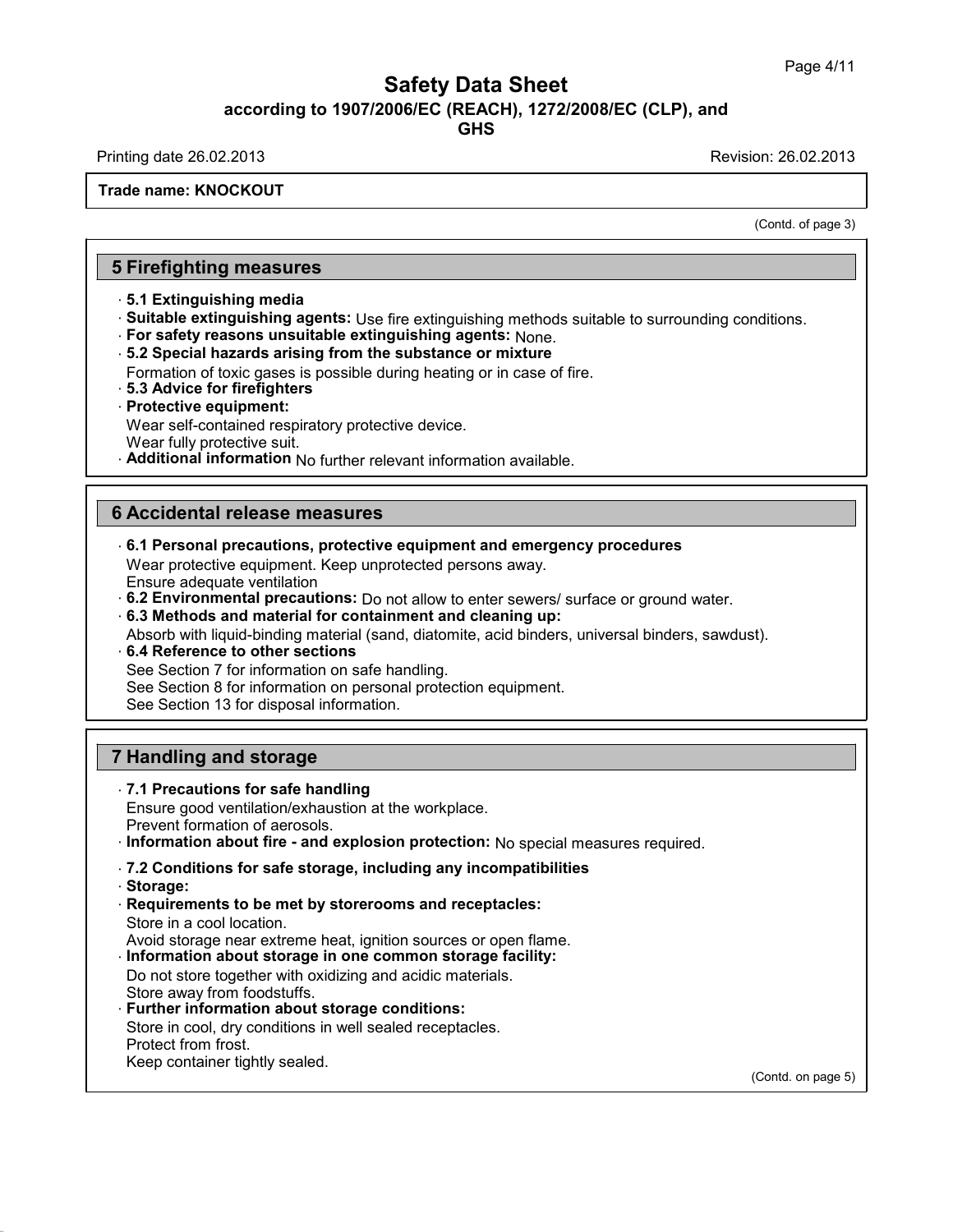(Contd. of page 3)

## 5 Firefighting measures

· **5.1 Extinguishing media**
· **Suitable extinguishing agents:** Use fire extinguishing methods suitable to surrounding conditions.
· **For safety reasons unsuitable extinguishing agents:** None.
· **5.2 Special hazards arising from the substance or mixture**
Formation of toxic gases is possible during heating or in case of fire.
· **5.3 Advice for firefighters**
· **Protective equipment:**
Wear self-contained respiratory protective device.
Wear fully protective suit.
· **Additional information** No further relevant information available.

## 6 Accidental release measures

· **6.1 Personal precautions, protective equipment and emergency procedures**
Wear protective equipment. Keep unprotected persons away.
Ensure adequate ventilation
· **6.2 Environmental precautions:** Do not allow to enter sewers/ surface or ground water.
· **6.3 Methods and material for containment and cleaning up:**
Absorb with liquid-binding material (sand, diatomite, acid binders, universal binders, sawdust).
· **6.4 Reference to other sections**
See Section 7 for information on safe handling.
See Section 8 for information on personal protection equipment.
See Section 13 for disposal information.

## 7 Handling and storage

· **7.1 Precautions for safe handling**
Ensure good ventilation/exhaustion at the workplace.
Prevent formation of aerosols.
· **Information about fire - and explosion protection:** No special measures required.

· **7.2 Conditions for safe storage, including any incompatibilities**
· **Storage:**
· **Requirements to be met by storerooms and receptacles:**
Store in a cool location.
Avoid storage near extreme heat, ignition sources or open flame.
· **Information about storage in one common storage facility:**
Do not store together with oxidizing and acidic materials.
Store away from foodstuffs.
· **Further information about storage conditions:**
Store in cool, dry conditions in well sealed receptacles.
Protect from frost.
Keep container tightly sealed.

(Contd. on page 5)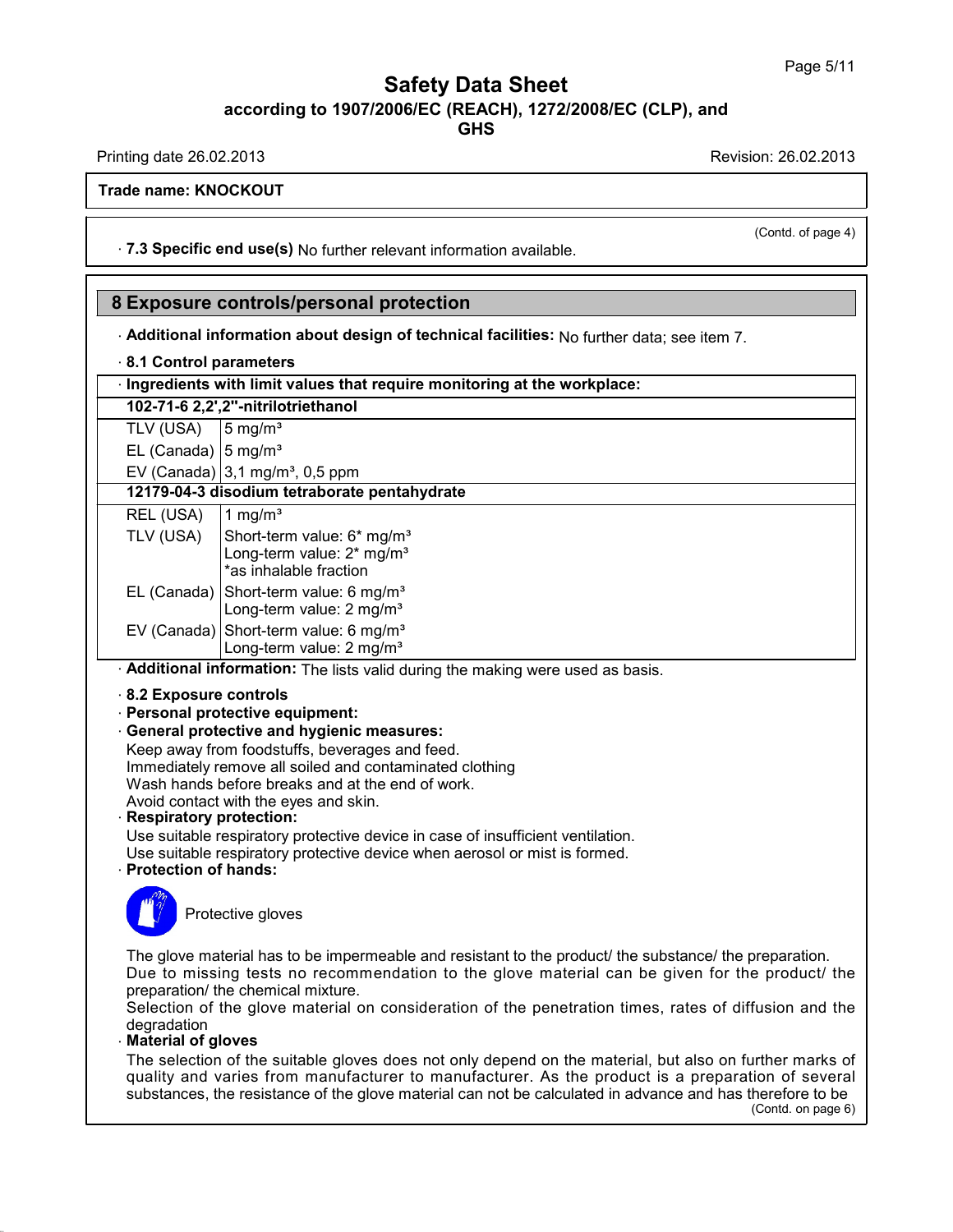**Trade name: KNOCKOUT**

(Contd. of page 4)

· **7.3 Specific end use(s)** No further relevant information available.

## 8 Exposure controls/personal protection

· **Additional information about design of technical facilities:** No further data; see item 7.

· **8.1 Control parameters**

| · **Ingredients with limit values that require monitoring at the workplace:** | |
|---|---|
| **102-71-6 2,2',2''-nitrilotriethanol** | |
| TLV (USA) | 5 mg/m³ |
| EL (Canada) | 5 mg/m³ |
| EV (Canada) | 3,1 mg/m³, 0,5 ppm |
| **12179-04-3 disodium tetraborate pentahydrate** | |
| REL (USA) | 1 mg/m³ |
| TLV (USA) | Short-term value: 6* mg/m³<br>Long-term value: 2* mg/m³<br>*as inhalable fraction |
| EL (Canada) | Short-term value: 6 mg/m³<br>Long-term value: 2 mg/m³ |
| EV (Canada) | Short-term value: 6 mg/m³<br>Long-term value: 2 mg/m³ |

· **Additional information:** The lists valid during the making were used as basis.

· **8.2 Exposure controls**

· **Personal protective equipment:**

· **General protective and hygienic measures:**

Keep away from foodstuffs, beverages and feed.
Immediately remove all soiled and contaminated clothing
Wash hands before breaks and at the end of work.
Avoid contact with the eyes and skin.

· **Respiratory protection:**

Use suitable respiratory protective device in case of insufficient ventilation.
Use suitable respiratory protective device when aerosol or mist is formed.

· **Protection of hands:**

Protective gloves

The glove material has to be impermeable and resistant to the product/ the substance/ the preparation.
Due to missing tests no recommendation to the glove material can be given for the product/ the preparation/ the chemical mixture.
Selection of the glove material on consideration of the penetration times, rates of diffusion and the degradation

· **Material of gloves**

The selection of the suitable gloves does not only depend on the material, but also on further marks of quality and varies from manufacturer to manufacturer. As the product is a preparation of several substances, the resistance of the glove material can not be calculated in advance and has therefore to be

(Contd. on page 6)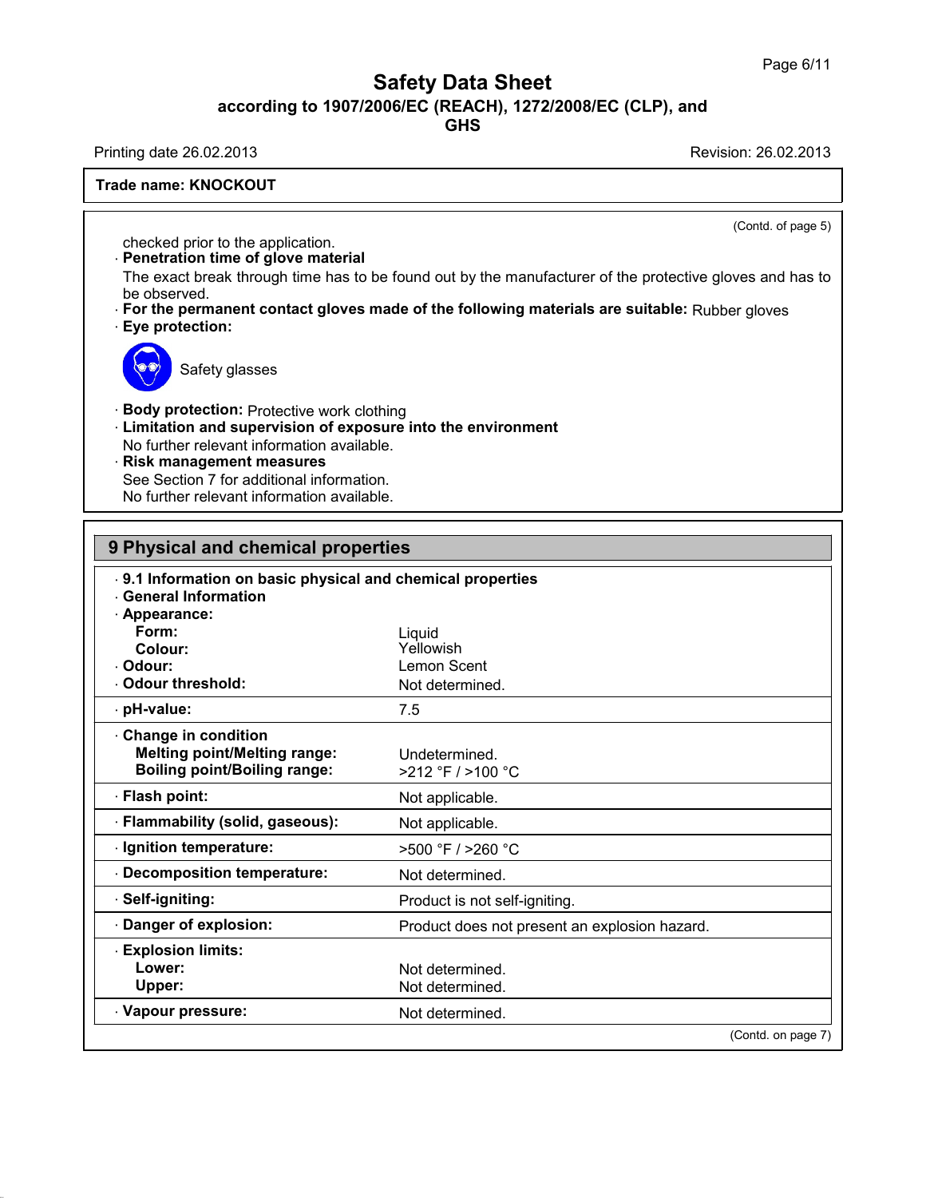(Contd. of page 5)

checked prior to the application.

· **Penetration time of glove material**

The exact break through time has to be found out by the manufacturer of the protective gloves and has to be observed.

· **For the permanent contact gloves made of the following materials are suitable:** Rubber gloves

· **Eye protection:**

Safety glasses

· **Body protection:** Protective work clothing

· **Limitation and supervision of exposure into the environment**

No further relevant information available.

· **Risk management measures**

See Section 7 for additional information.

No further relevant information available.

## 9 Physical and chemical properties

· **9.1 Information on basic physical and chemical properties**

· **General Information**

| Property | Value |
|---|---|
| · **Appearance:** | |
| **Form:** | Liquid |
| **Colour:** | Yellowish |
| · **Odour:** | Lemon Scent |
| · **Odour threshold:** | Not determined. |
| · **pH-value:** | 7.5 |
| · **Change in condition** | |
| **Melting point/Melting range:** | Undetermined. |
| **Boiling point/Boiling range:** | >212 °F / >100 °C |
| · **Flash point:** | Not applicable. |
| · **Flammability (solid, gaseous):** | Not applicable. |
| · **Ignition temperature:** | >500 °F / >260 °C |
| · **Decomposition temperature:** | Not determined. |
| · **Self-igniting:** | Product is not self-igniting. |
| · **Danger of explosion:** | Product does not present an explosion hazard. |
| · **Explosion limits:** | |
| **Lower:** | Not determined. |
| **Upper:** | Not determined. |
| · **Vapour pressure:** | Not determined. |

(Contd. on page 7)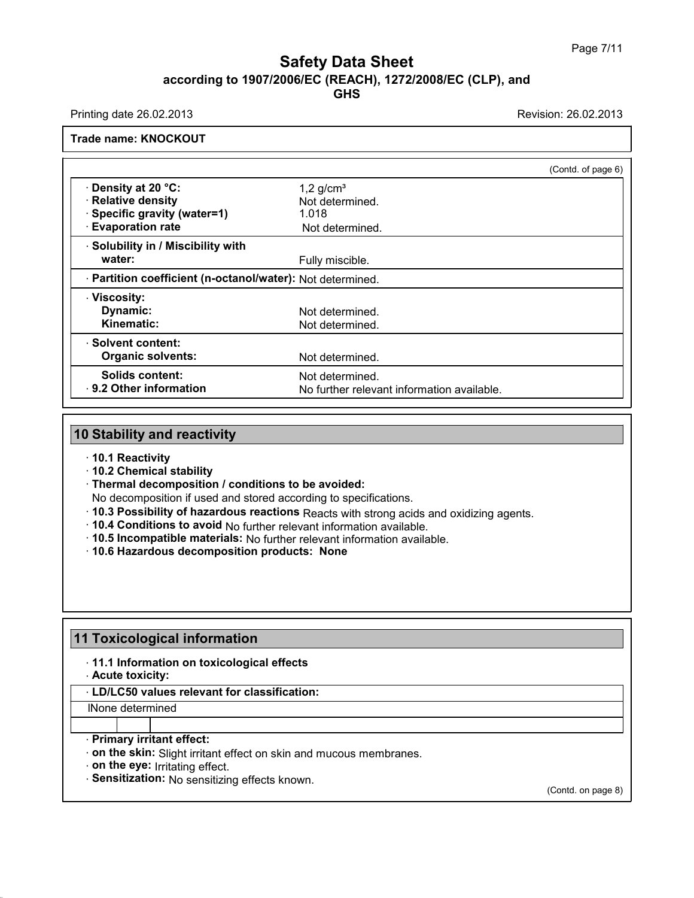**Safety Data Sheet**
**according to 1907/2006/EC (REACH), 1272/2008/EC (CLP), and GHS**

Printing date 26.02.2013 — Revision: 26.02.2013

**Trade name: KNOCKOUT**

(Contd. of page 6)

| | |
|---|---|
| · **Density at 20 °C:** | 1,2 g/cm³ |
| · **Relative density** | Not determined. |
| · **Specific gravity (water=1)** | 1.018 |
| · **Evaporation rate** | Not determined. |
| · **Solubility in / Miscibility with water:** | Fully miscible. |
| · **Partition coefficient (n-octanol/water):** | Not determined. |
| · **Viscosity:** | |
| **Dynamic:** | Not determined. |
| **Kinematic:** | Not determined. |
| · **Solvent content:** | |
| **Organic solvents:** | Not determined. |
| **Solids content:** | Not determined. |
| · **9.2 Other information** | No further relevant information available. |

## 10 Stability and reactivity

· **10.1 Reactivity**
· **10.2 Chemical stability**
· **Thermal decomposition / conditions to be avoided:**
No decomposition if used and stored according to specifications.
· **10.3 Possibility of hazardous reactions** Reacts with strong acids and oxidizing agents.
· **10.4 Conditions to avoid** No further relevant information available.
· **10.5 Incompatible materials:** No further relevant information available.
· **10.6 Hazardous decomposition products: None**

## 11 Toxicological information

· **11.1 Information on toxicological effects**
· **Acute toxicity:**

| · **LD/LC50 values relevant for classification:** | | |
|---|---|---|
| lNone determined | | |
| | | |

· **Primary irritant effect:**
· **on the skin:** Slight irritant effect on skin and mucous membranes.
· **on the eye:** Irritating effect.
· **Sensitization:** No sensitizing effects known.

(Contd. on page 8)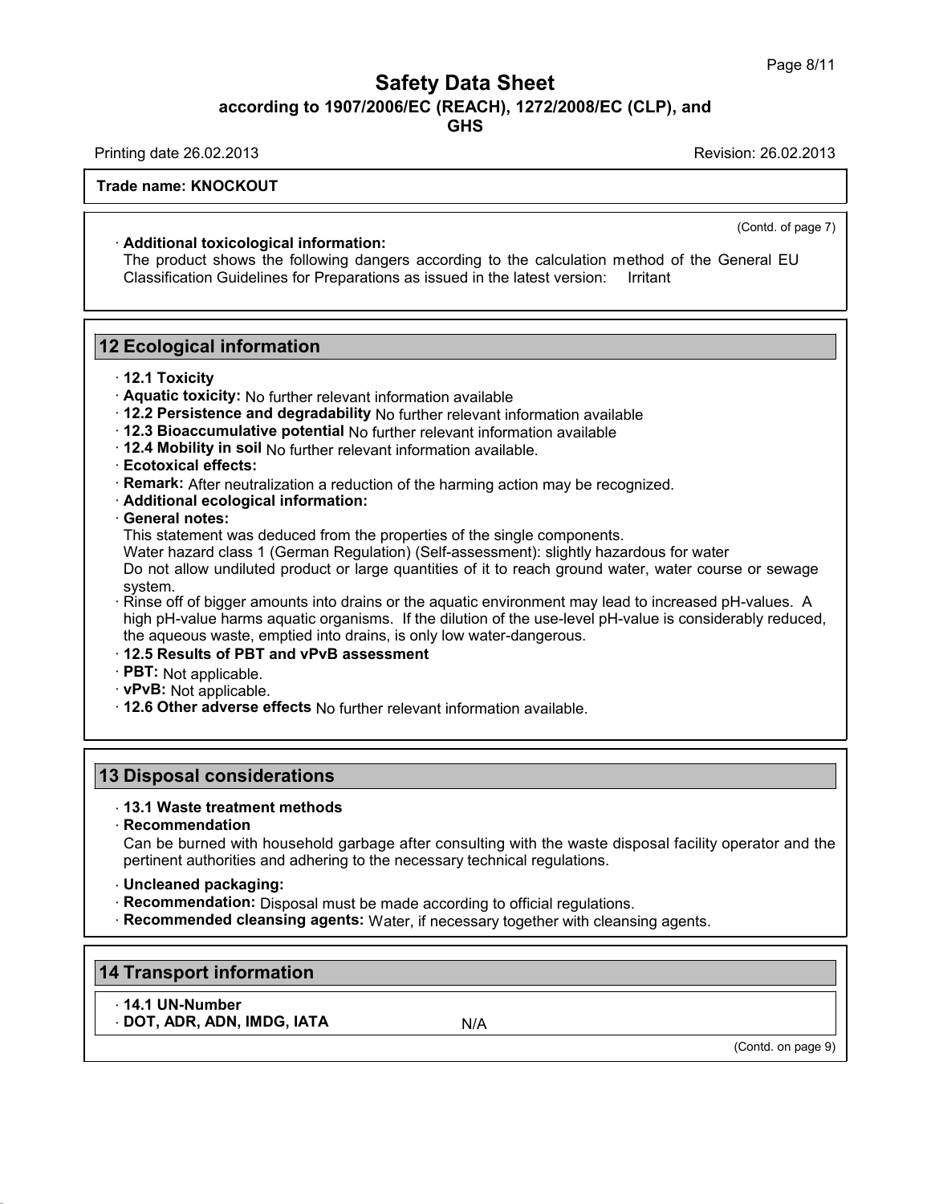(Contd. of page 7)

· **Additional toxicological information:**
The product shows the following dangers according to the calculation method of the General EU Classification Guidelines for Preparations as issued in the latest version: Irritant

## 12 Ecological information

· **12.1 Toxicity**
· **Aquatic toxicity:** No further relevant information available
· **12.2 Persistence and degradability** No further relevant information available
· **12.3 Bioaccumulative potential** No further relevant information available
· **12.4 Mobility in soil** No further relevant information available.
· **Ecotoxical effects:**
· **Remark:** After neutralization a reduction of the harming action may be recognized.
· **Additional ecological information:**
· **General notes:**
This statement was deduced from the properties of the single components.
Water hazard class 1 (German Regulation) (Self-assessment): slightly hazardous for water
Do not allow undiluted product or large quantities of it to reach ground water, water course or sewage system.
· Rinse off of bigger amounts into drains or the aquatic environment may lead to increased pH-values. A high pH-value harms aquatic organisms. If the dilution of the use-level pH-value is considerably reduced, the aqueous waste, emptied into drains, is only low water-dangerous.
· **12.5 Results of PBT and vPvB assessment**
· **PBT:** Not applicable.
· **vPvB:** Not applicable.
· **12.6 Other adverse effects** No further relevant information available.

## 13 Disposal considerations

· **13.1 Waste treatment methods**
· **Recommendation**
Can be burned with household garbage after consulting with the waste disposal facility operator and the pertinent authorities and adhering to the necessary technical regulations.

· **Uncleaned packaging:**
· **Recommendation:** Disposal must be made according to official regulations.
· **Recommended cleansing agents:** Water, if necessary together with cleansing agents.

## 14 Transport information

· **14.1 UN-Number**
· **DOT, ADR, ADN, IMDG, IATA** N/A

(Contd. on page 9)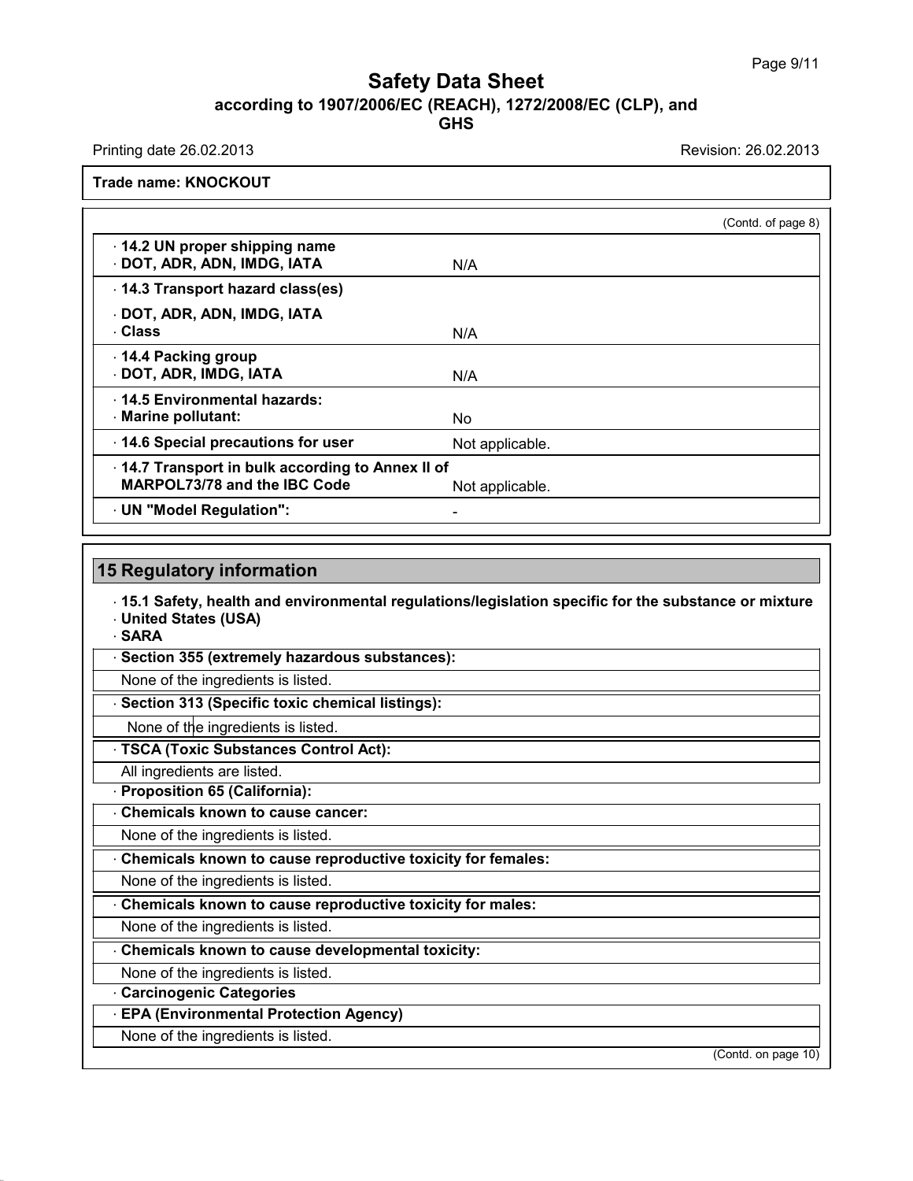Trade name: KNOCKOUT

(Contd. of page 8)

| | |
|---|---|
| · **14.2 UN proper shipping name** · **DOT, ADR, ADN, IMDG, IATA** | N/A |
| · **14.3 Transport hazard class(es)** · **DOT, ADR, ADN, IMDG, IATA** · **Class** | N/A |
| · **14.4 Packing group** · **DOT, ADR, IMDG, IATA** | N/A |
| · **14.5 Environmental hazards:** · **Marine pollutant:** | No |
| · **14.6 Special precautions for user** | Not applicable. |
| · **14.7 Transport in bulk according to Annex II of MARPOL73/78 and the IBC Code** | Not applicable. |
| · **UN "Model Regulation":** | - |

## 15 Regulatory information

· **15.1 Safety, health and environmental regulations/legislation specific for the substance or mixture**
· **United States (USA)**
· **SARA**

· **Section 355 (extremely hazardous substances):**

None of the ingredients is listed.

· **Section 313 (Specific toxic chemical listings):**

None of the ingredients is listed.

· **TSCA (Toxic Substances Control Act):**

All ingredients are listed.

· **Proposition 65 (California):**

· **Chemicals known to cause cancer:**

None of the ingredients is listed.

· **Chemicals known to cause reproductive toxicity for females:**

None of the ingredients is listed.

· **Chemicals known to cause reproductive toxicity for males:**

None of the ingredients is listed.

· **Chemicals known to cause developmental toxicity:**

None of the ingredients is listed.

· **Carcinogenic Categories**

· **EPA (Environmental Protection Agency)**

None of the ingredients is listed.

(Contd. on page 10)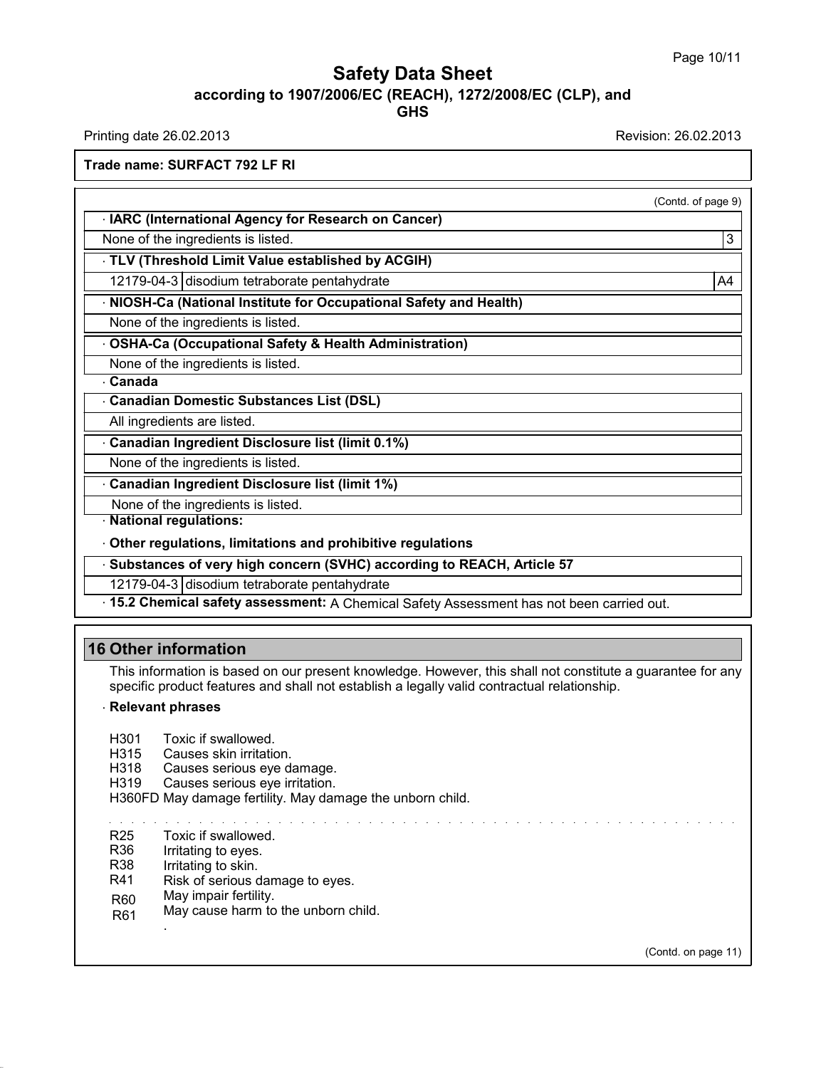# Safety Data Sheet

## according to 1907/2006/EC (REACH), 1272/2008/EC (CLP), and GHS

Printing date 26.02.2013 Revision: 26.02.2013

**Trade name: SURFACT 792 LF RI**

(Contd. of page 9)

**· IARC (International Agency for Research on Cancer)**

| None of the ingredients is listed. | 3 |
|---|---|

**· TLV (Threshold Limit Value established by ACGIH)**

| 12179-04-3 | disodium tetraborate pentahydrate | A4 |
|---|---|---|

**· NIOSH-Ca (National Institute for Occupational Safety and Health)**

None of the ingredients is listed.

**· OSHA-Ca (Occupational Safety & Health Administration)**

None of the ingredients is listed.

**· Canada**

**· Canadian Domestic Substances List (DSL)**

All ingredients are listed.

**· Canadian Ingredient Disclosure list (limit 0.1%)**

None of the ingredients is listed.

**· Canadian Ingredient Disclosure list (limit 1%)**

None of the ingredients is listed.

**· National regulations:**

**· Other regulations, limitations and prohibitive regulations**

**· Substances of very high concern (SVHC) according to REACH, Article 57**

| 12179-04-3 | disodium tetraborate pentahydrate |
|---|---|

**· 15.2 Chemical safety assessment:** A Chemical Safety Assessment has not been carried out.

## 16 Other information

This information is based on our present knowledge. However, this shall not constitute a guarantee for any specific product features and shall not establish a legally valid contractual relationship.

**· Relevant phrases**

H301 Toxic if swallowed.
H315 Causes skin irritation.
H318 Causes serious eye damage.
H319 Causes serious eye irritation.
H360FD May damage fertility. May damage the unborn child.

R25 Toxic if swallowed.
R36 Irritating to eyes.
R38 Irritating to skin.
R41 Risk of serious damage to eyes.
R60 May impair fertility.
R61 May cause harm to the unborn child.

(Contd. on page 11)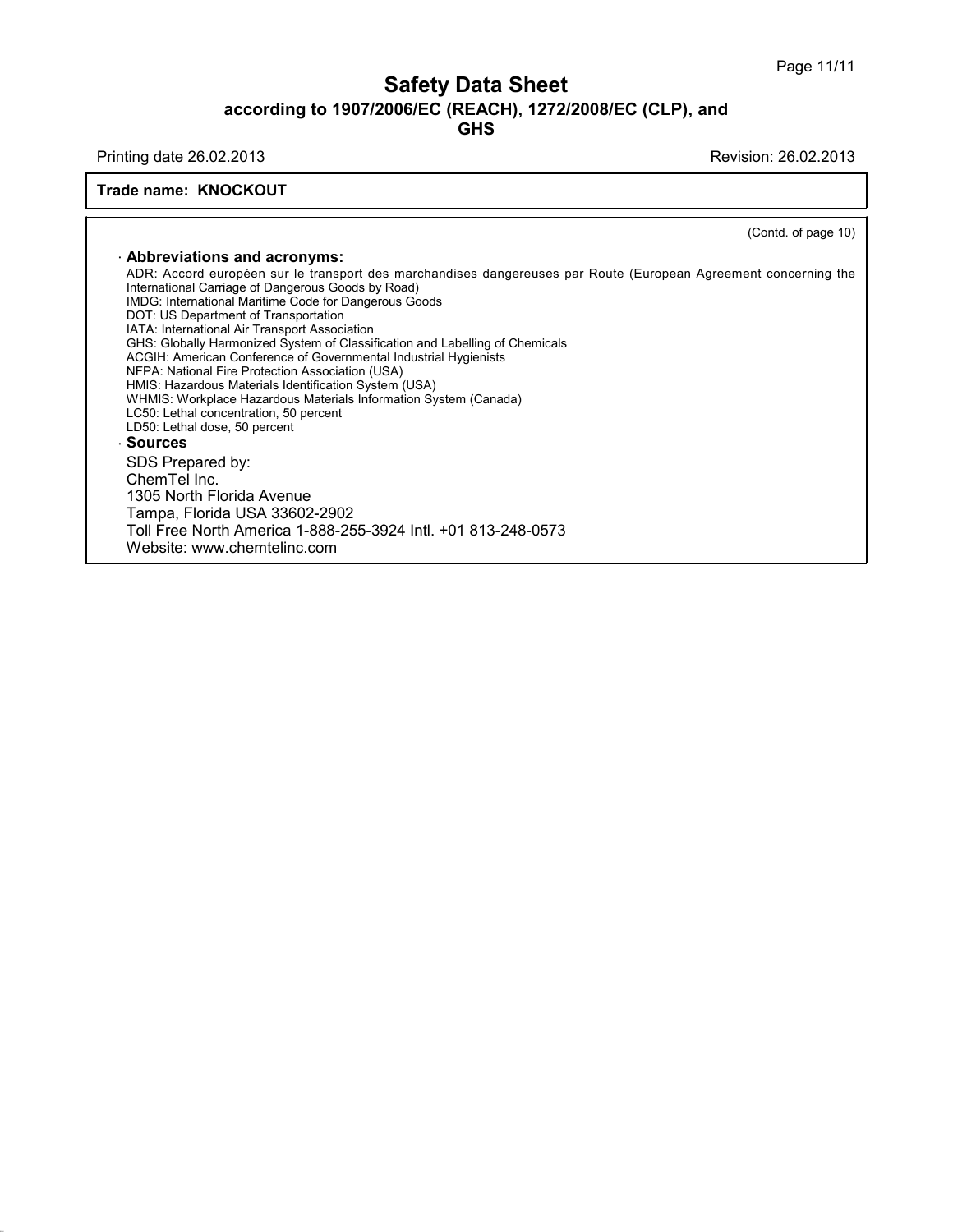(Contd. of page 10)

· **Abbreviations and acronyms:**

ADR: Accord européen sur le transport des marchandises dangereuses par Route (European Agreement concerning the International Carriage of Dangerous Goods by Road)
IMDG: International Maritime Code for Dangerous Goods
DOT: US Department of Transportation
IATA: International Air Transport Association
GHS: Globally Harmonized System of Classification and Labelling of Chemicals
ACGIH: American Conference of Governmental Industrial Hygienists
NFPA: National Fire Protection Association (USA)
HMIS: Hazardous Materials Identification System (USA)
WHMIS: Workplace Hazardous Materials Information System (Canada)
LC50: Lethal concentration, 50 percent
LD50: Lethal dose, 50 percent

· **Sources**

SDS Prepared by:
ChemTel Inc.
1305 North Florida Avenue
Tampa, Florida USA 33602-2902
Toll Free North America 1-888-255-3924 Intl. +01 813-248-0573
Website: www.chemtelinc.com